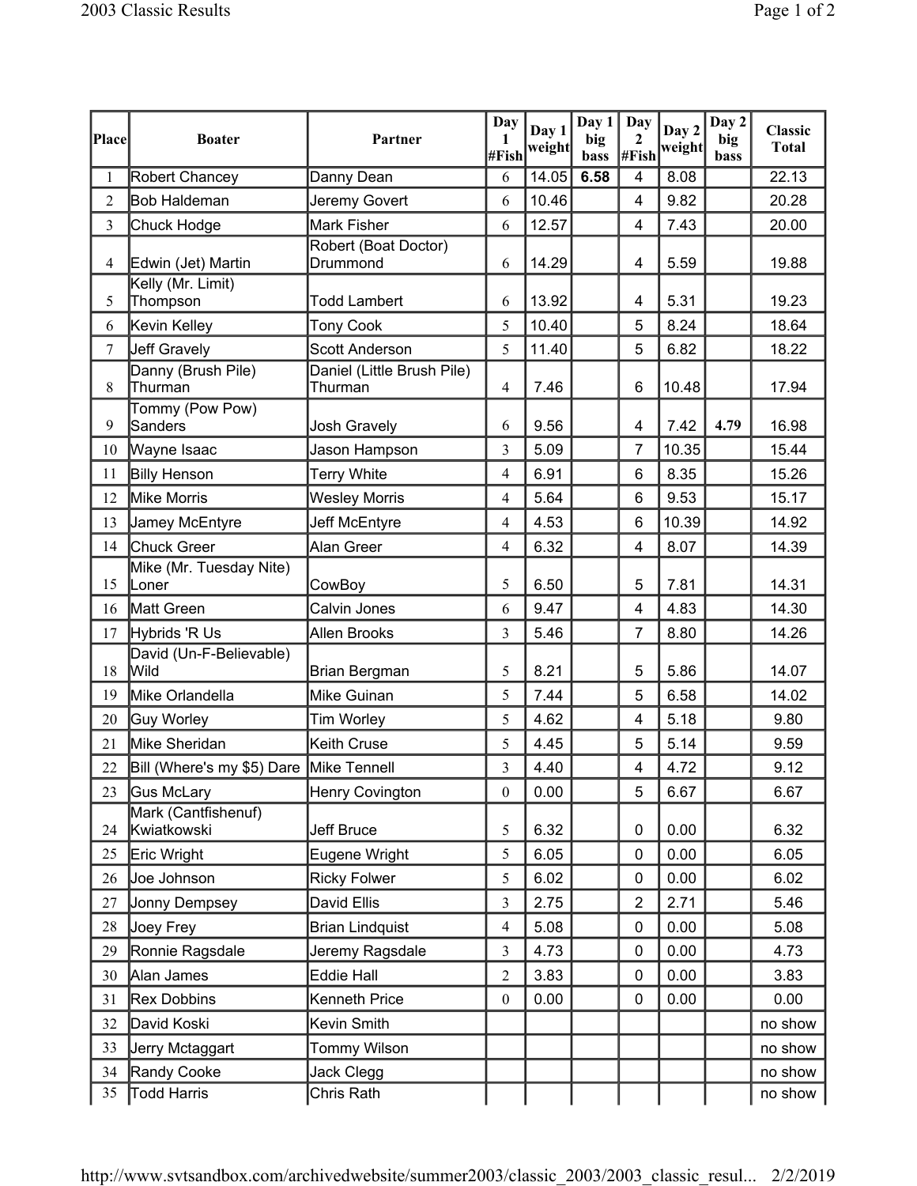| Place | Boater | Partner | Day 1 #Fish | Day 1 weight | Day 1 big bass | Day 2 #Fish | Day 2 weight | Day 2 big bass | Classic Total |
|---|---|---|---|---|---|---|---|---|---|
| 1 | Robert Chancey | Danny Dean | 6 | 14.05 | **6.58** | 4 | 8.08 | | 22.13 |
| 2 | Bob Haldeman | Jeremy Govert | 6 | 10.46 | | 4 | 9.82 | | 20.28 |
| 3 | Chuck Hodge | Mark Fisher | 6 | 12.57 | | 4 | 7.43 | | 20.00 |
| 4 | Edwin (Jet) Martin | Robert (Boat Doctor) Drummond | 6 | 14.29 | | 4 | 5.59 | | 19.88 |
| 5 | Kelly (Mr. Limit) Thompson | Todd Lambert | 6 | 13.92 | | 4 | 5.31 | | 19.23 |
| 6 | Kevin Kelley | Tony Cook | 5 | 10.40 | | 5 | 8.24 | | 18.64 |
| 7 | Jeff Gravely | Scott Anderson | 5 | 11.40 | | 5 | 6.82 | | 18.22 |
| 8 | Danny (Brush Pile) Thurman | Daniel (Little Brush Pile) Thurman | 4 | 7.46 | | 6 | 10.48 | | 17.94 |
| 9 | Tommy (Pow Pow) Sanders | Josh Gravely | 6 | 9.56 | | 4 | 7.42 | **4.79** | 16.98 |
| 10 | Wayne Isaac | Jason Hampson | 3 | 5.09 | | 7 | 10.35 | | 15.44 |
| 11 | Billy Henson | Terry White | 4 | 6.91 | | 6 | 8.35 | | 15.26 |
| 12 | Mike Morris | Wesley Morris | 4 | 5.64 | | 6 | 9.53 | | 15.17 |
| 13 | Jamey McEntyre | Jeff McEntyre | 4 | 4.53 | | 6 | 10.39 | | 14.92 |
| 14 | Chuck Greer | Alan Greer | 4 | 6.32 | | 4 | 8.07 | | 14.39 |
| 15 | Mike (Mr. Tuesday Nite) Loner | CowBoy | 5 | 6.50 | | 5 | 7.81 | | 14.31 |
| 16 | Matt Green | Calvin Jones | 6 | 9.47 | | 4 | 4.83 | | 14.30 |
| 17 | Hybrids 'R Us | Allen Brooks | 3 | 5.46 | | 7 | 8.80 | | 14.26 |
| 18 | David (Un-F-Believable) Wild | Brian Bergman | 5 | 8.21 | | 5 | 5.86 | | 14.07 |
| 19 | Mike Orlandella | Mike Guinan | 5 | 7.44 | | 5 | 6.58 | | 14.02 |
| 20 | Guy Worley | Tim Worley | 5 | 4.62 | | 4 | 5.18 | | 9.80 |
| 21 | Mike Sheridan | Keith Cruse | 5 | 4.45 | | 5 | 5.14 | | 9.59 |
| 22 | Bill (Where's my $5) Dare | Mike Tennell | 3 | 4.40 | | 4 | 4.72 | | 9.12 |
| 23 | Gus McLary | Henry Covington | 0 | 0.00 | | 5 | 6.67 | | 6.67 |
| 24 | Mark (Cantfishenuf) Kwiatkowski | Jeff Bruce | 5 | 6.32 | | 0 | 0.00 | | 6.32 |
| 25 | Eric Wright | Eugene Wright | 5 | 6.05 | | 0 | 0.00 | | 6.05 |
| 26 | Joe Johnson | Ricky Folwer | 5 | 6.02 | | 0 | 0.00 | | 6.02 |
| 27 | Jonny Dempsey | David Ellis | 3 | 2.75 | | 2 | 2.71 | | 5.46 |
| 28 | Joey Frey | Brian Lindquist | 4 | 5.08 | | 0 | 0.00 | | 5.08 |
| 29 | Ronnie Ragsdale | Jeremy Ragsdale | 3 | 4.73 | | 0 | 0.00 | | 4.73 |
| 30 | Alan James | Eddie Hall | 2 | 3.83 | | 0 | 0.00 | | 3.83 |
| 31 | Rex Dobbins | Kenneth Price | 0 | 0.00 | | 0 | 0.00 | | 0.00 |
| 32 | David Koski | Kevin Smith | | | | | | | no show |
| 33 | Jerry Mctaggart | Tommy Wilson | | | | | | | no show |
| 34 | Randy Cooke | Jack Clegg | | | | | | | no show |
| 35 | Todd Harris | Chris Rath | | | | | | | no show |